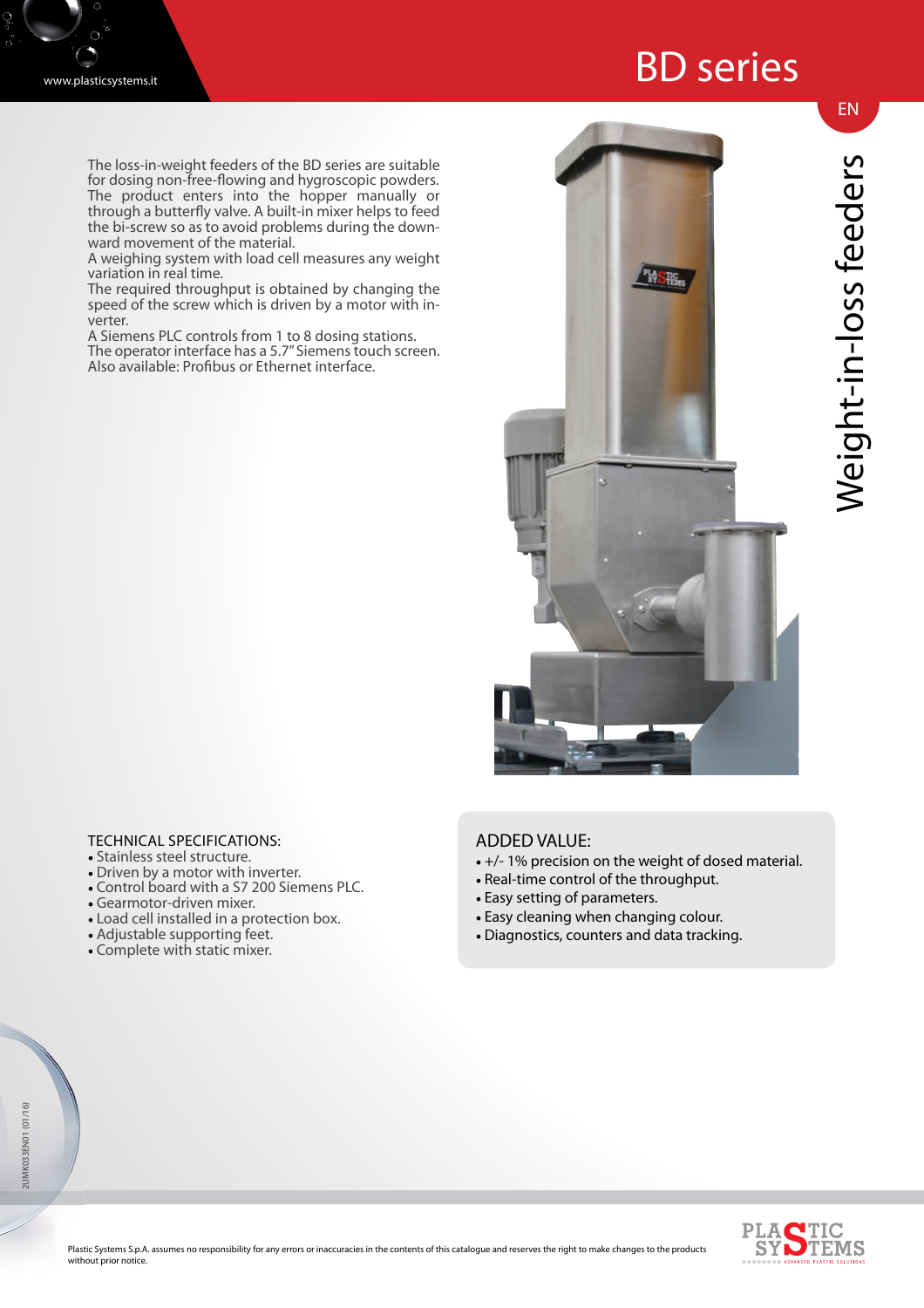# BD series

## Weight-in-loss feeders

The loss-in-weight feeders of the BD series are suitable for dosing non-free-flowing and hygroscopic powders. The product enters into the hopper manually or through a butterfly valve. A built-in mixer helps to feed the bi-screw so as to avoid problems during the downward movement of the material.
A weighing system with load cell measures any weight variation in real time.
The required throughput is obtained by changing the speed of the screw which is driven by a motor with inverter.
A Siemens PLC controls from 1 to 8 dosing stations.
The operator interface has a 5.7" Siemens touch screen.
Also available: Profibus or Ethernet interface.

### TECHNICAL SPECIFICATIONS:

- Stainless steel structure.
- Driven by a motor with inverter.
- Control board with a S7 200 Siemens PLC.
- Gearmotor-driven mixer.
- Load cell installed in a protection box.
- Adjustable supporting feet.
- Complete with static mixer.

### ADDED VALUE:

- +/- 1% precision on the weight of dosed material.
- Real-time control of the throughput.
- Easy setting of parameters.
- Easy cleaning when changing colour.
- Diagnostics, counters and data tracking.

Plastic Systems S.p.A. assumes no responsibility for any errors or inaccuracies in the contents of this catalogue and reserves the right to make changes to the products without prior notice.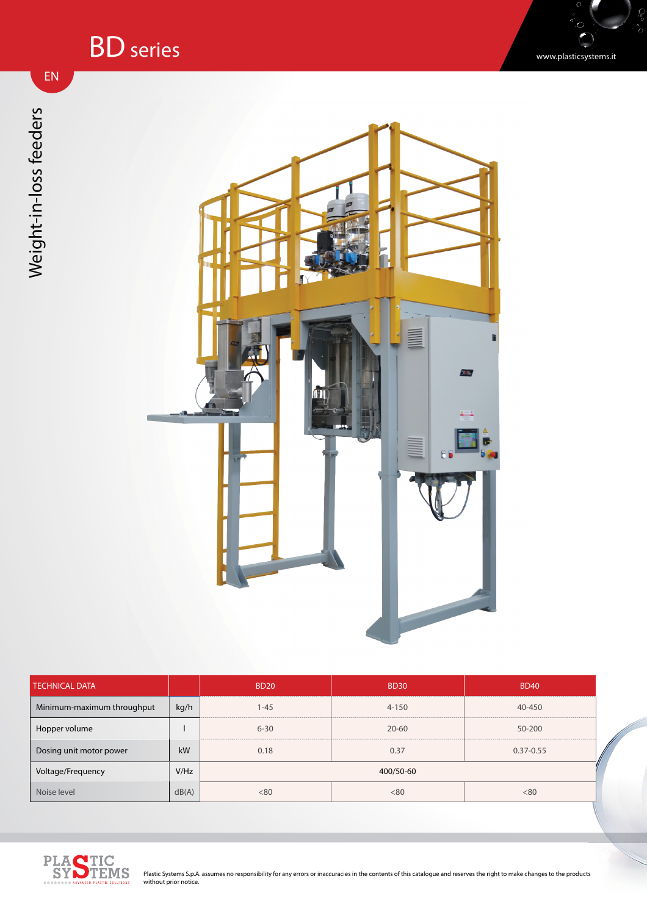# BD series

EN

Weight-in-loss feeders

| TECHNICAL DATA | | BD20 | BD30 | BD40 |
|---|---|---|---|---|
| Minimum-maximum throughput | kg/h | 1-45 | 4-150 | 40-450 |
| Hopper volume | l | 6-30 | 20-60 | 50-200 |
| Dosing unit motor power | kW | 0.18 | 0.37 | 0.37-0.55 |
| Voltage/Frequency | V/Hz | 400/50-60 | | |
| Noise level | dB(A) | <80 | <80 | <80 |

Plastic Systems S.p.A. assumes no responsibility for any errors or inaccuracies in the contents of this catalogue and reserves the right to make changes to the products without prior notice.